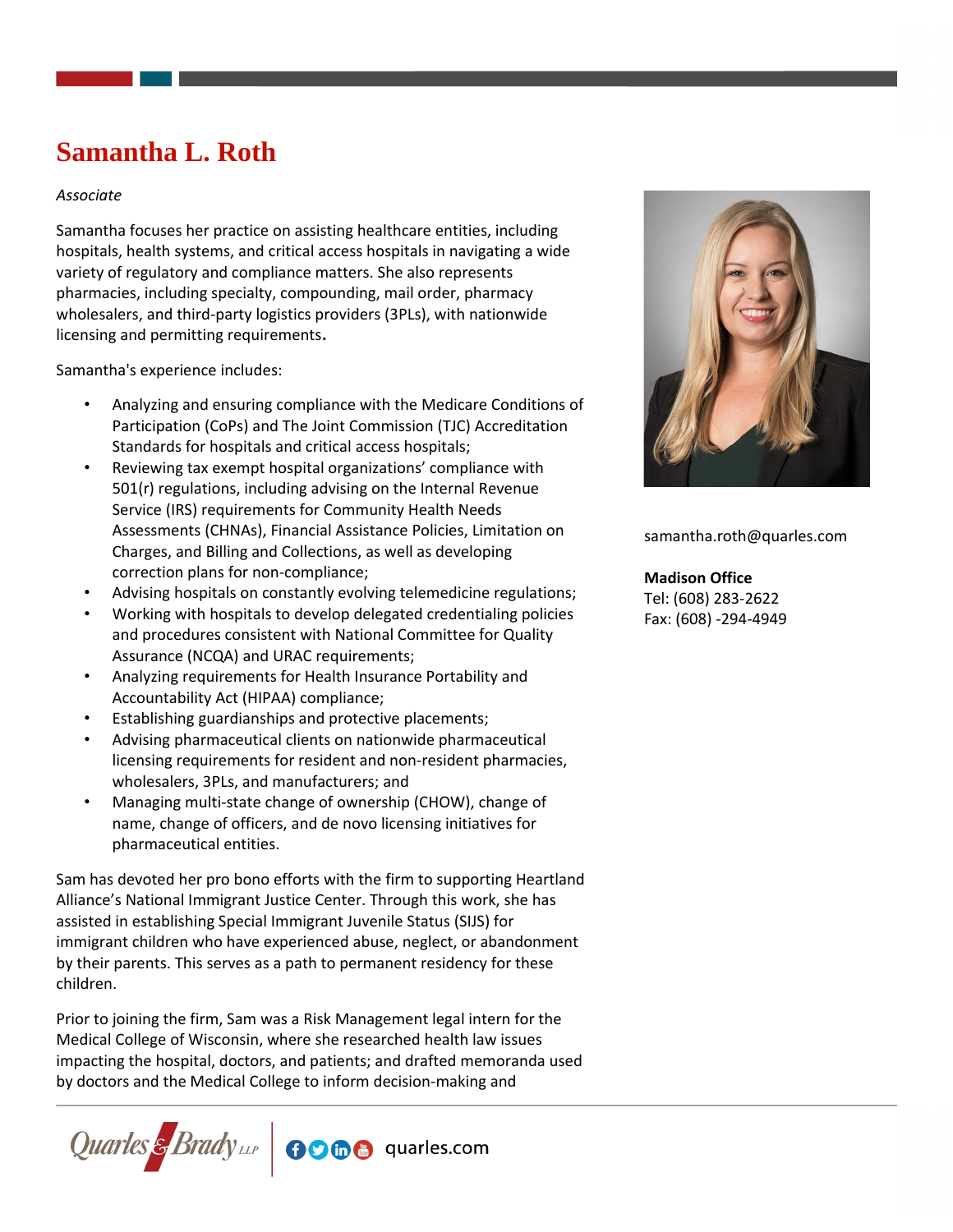# Samantha L. Roth

*Associate*

Samantha focuses her practice on assisting healthcare entities, including hospitals, health systems, and critical access hospitals in navigating a wide variety of regulatory and compliance matters. She also represents pharmacies, including specialty, compounding, mail order, pharmacy wholesalers, and third-party logistics providers (3PLs), with nationwide licensing and permitting requirements**.**

Samantha's experience includes:

- Analyzing and ensuring compliance with the Medicare Conditions of Participation (CoPs) and The Joint Commission (TJC) Accreditation Standards for hospitals and critical access hospitals;
- Reviewing tax exempt hospital organizations' compliance with 501(r) regulations, including advising on the Internal Revenue Service (IRS) requirements for Community Health Needs Assessments (CHNAs), Financial Assistance Policies, Limitation on Charges, and Billing and Collections, as well as developing correction plans for non-compliance;
- Advising hospitals on constantly evolving telemedicine regulations;
- Working with hospitals to develop delegated credentialing policies and procedures consistent with National Committee for Quality Assurance (NCQA) and URAC requirements;
- Analyzing requirements for Health Insurance Portability and Accountability Act (HIPAA) compliance;
- Establishing guardianships and protective placements;
- Advising pharmaceutical clients on nationwide pharmaceutical licensing requirements for resident and non-resident pharmacies, wholesalers, 3PLs, and manufacturers; and
- Managing multi-state change of ownership (CHOW), change of name, change of officers, and de novo licensing initiatives for pharmaceutical entities.

Sam has devoted her pro bono efforts with the firm to supporting Heartland Alliance's National Immigrant Justice Center. Through this work, she has assisted in establishing Special Immigrant Juvenile Status (SIJS) for immigrant children who have experienced abuse, neglect, or abandonment by their parents. This serves as a path to permanent residency for these children.

Prior to joining the firm, Sam was a Risk Management legal intern for the Medical College of Wisconsin, where she researched health law issues impacting the hospital, doctors, and patients; and drafted memoranda used by doctors and the Medical College to inform decision-making and

samantha.roth@quarles.com

**Madison Office**
Tel: (608) 283-2622
Fax: (608) -294-4949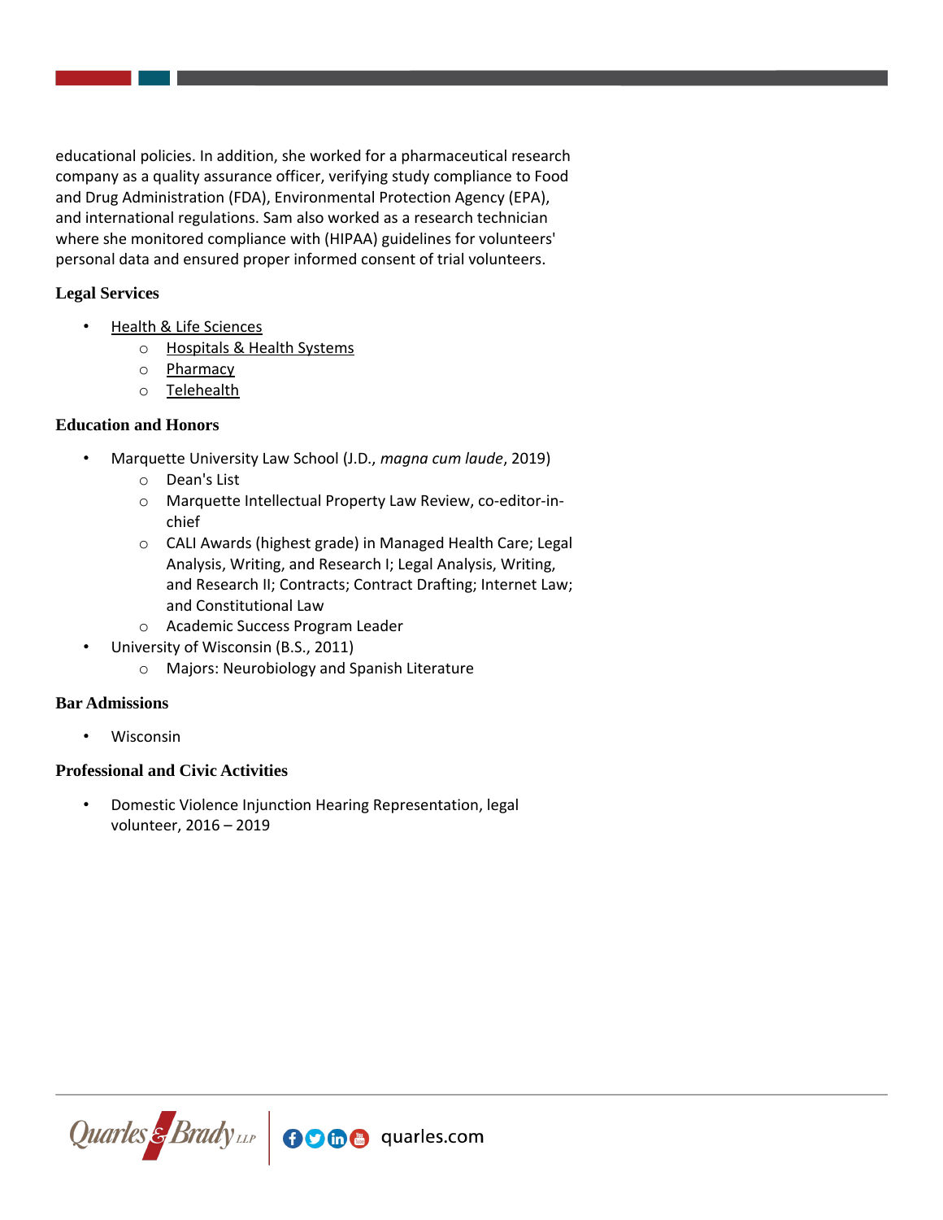educational policies. In addition, she worked for a pharmaceutical research company as a quality assurance officer, verifying study compliance to Food and Drug Administration (FDA), Environmental Protection Agency (EPA), and international regulations. Sam also worked as a research technician where she monitored compliance with (HIPAA) guidelines for volunteers' personal data and ensured proper informed consent of trial volunteers.

### Legal Services

- Health & Life Sciences
  - Hospitals & Health Systems
  - Pharmacy
  - Telehealth

### Education and Honors

- Marquette University Law School (J.D., *magna cum laude*, 2019)
  - Dean's List
  - Marquette Intellectual Property Law Review, co-editor-in-chief
  - CALI Awards (highest grade) in Managed Health Care; Legal Analysis, Writing, and Research I; Legal Analysis, Writing, and Research II; Contracts; Contract Drafting; Internet Law; and Constitutional Law
  - Academic Success Program Leader
- University of Wisconsin (B.S., 2011)
  - Majors: Neurobiology and Spanish Literature

### Bar Admissions

- Wisconsin

### Professional and Civic Activities

- Domestic Violence Injunction Hearing Representation, legal volunteer, 2016 – 2019